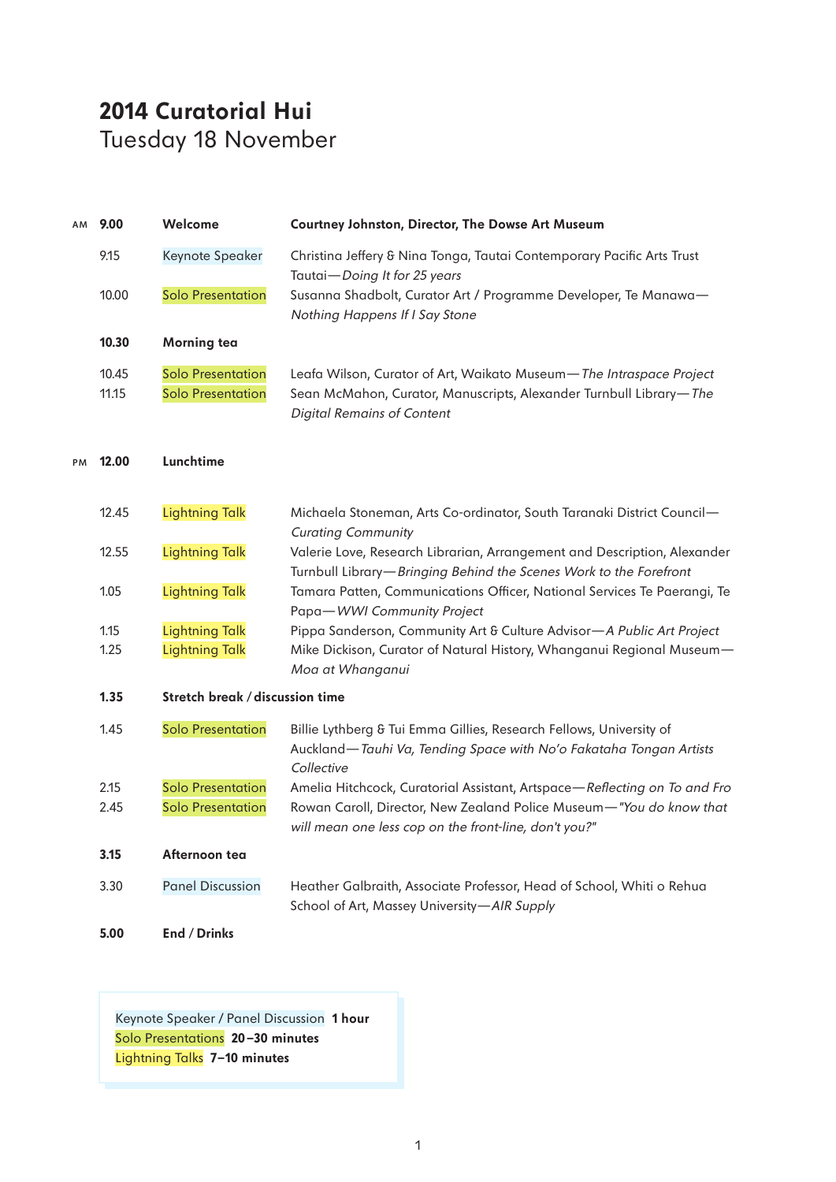# 2014 Curatorial Hui

## Tuesday 18 November

| | Time | Session | Details |
|---|---|---|---|
| AM | **9.00** | **Welcome** | **Courtney Johnston, Director, The Dowse Art Museum** |
| | 9.15 | Keynote Speaker | Christina Jeffery & Nina Tonga, Tautai Contemporary Pacific Arts Trust Tautai—*Doing It for 25 years* |
| | 10.00 | Solo Presentation | Susanna Shadbolt, Curator Art / Programme Developer, Te Manawa—*Nothing Happens If I Say Stone* |
| | **10.30** | **Morning tea** | |
| | 10.45 | Solo Presentation | Leafa Wilson, Curator of Art, Waikato Museum—*The Intraspace Project* |
| | 11.15 | Solo Presentation | Sean McMahon, Curator, Manuscripts, Alexander Turnbull Library—*The Digital Remains of Content* |
| PM | **12.00** | **Lunchtime** | |
| | 12.45 | Lightning Talk | Michaela Stoneman, Arts Co-ordinator, South Taranaki District Council—*Curating Community* |
| | 12.55 | Lightning Talk | Valerie Love, Research Librarian, Arrangement and Description, Alexander Turnbull Library—*Bringing Behind the Scenes Work to the Forefront* |
| | 1.05 | Lightning Talk | Tamara Patten, Communications Officer, National Services Te Paerangi, Te Papa—*WWI Community Project* |
| | 1.15 | Lightning Talk | Pippa Sanderson, Community Art & Culture Advisor—*A Public Art Project* |
| | 1.25 | Lightning Talk | Mike Dickison, Curator of Natural History, Whanganui Regional Museum—*Moa at Whanganui* |
| | **1.35** | **Stretch break / discussion time** | |
| | 1.45 | Solo Presentation | Billie Lythberg & Tui Emma Gillies, Research Fellows, University of Auckland—*Tauhi Va, Tending Space with No'o Fakataha Tongan Artists Collective* |
| | 2.15 | Solo Presentation | Amelia Hitchcock, Curatorial Assistant, Artspace—*Reflecting on To and Fro* |
| | 2.45 | Solo Presentation | Rowan Caroll, Director, New Zealand Police Museum—*"You do know that will mean one less cop on the front-line, don't you?"* |
| | **3.15** | **Afternoon tea** | |
| | 3.30 | Panel Discussion | Heather Galbraith, Associate Professor, Head of School, Whiti o Rehua School of Art, Massey University—*AIR Supply* |
| | **5.00** | **End / Drinks** | |

Keynote Speaker / Panel Discussion **1 hour**
Solo Presentations **20–30 minutes**
Lightning Talks **7–10 minutes**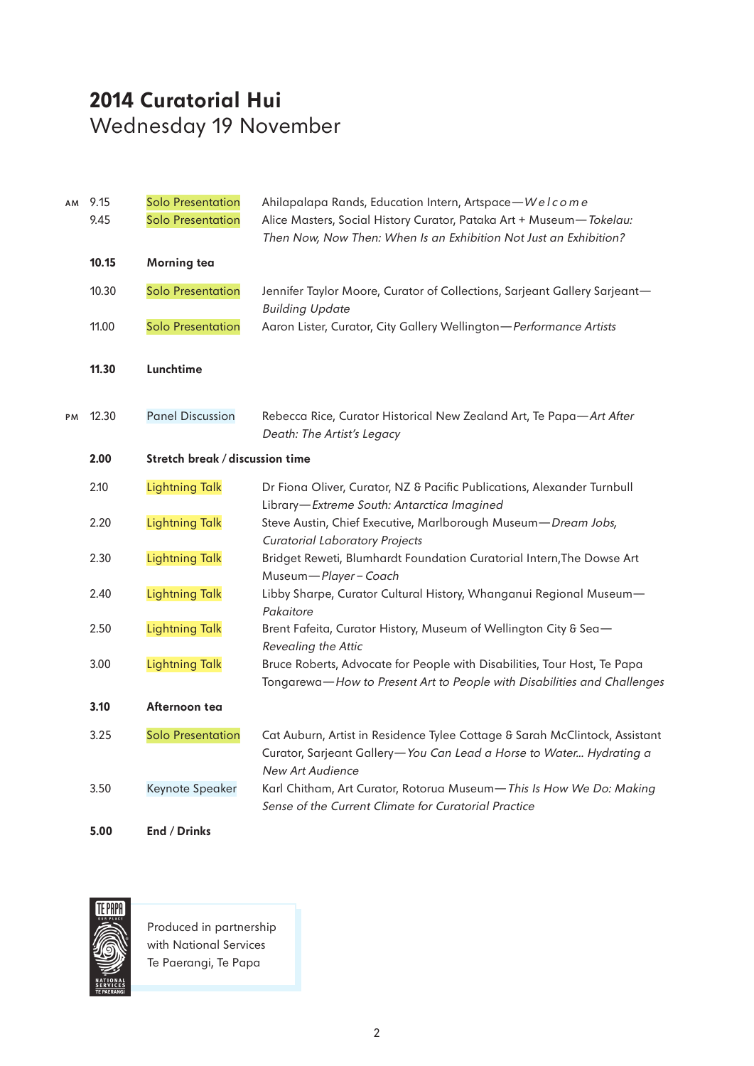# 2014 Curatorial Hui
## Wednesday 19 November

| | | | |
|---|---|---|---|
| AM | 9.15 | Solo Presentation | Ahilapalapa Rands, Education Intern, Artspace—*W e l c o m e* |
| | 9.45 | Solo Presentation | Alice Masters, Social History Curator, Pataka Art + Museum—*Tokelau: Then Now, Now Then: When Is an Exhibition Not Just an Exhibition?* |
| | **10.15** | **Morning tea** | |
| | 10.30 | Solo Presentation | Jennifer Taylor Moore, Curator of Collections, Sarjeant Gallery Sarjeant—*Building Update* |
| | 11.00 | Solo Presentation | Aaron Lister, Curator, City Gallery Wellington—*Performance Artists* |
| | **11.30** | **Lunchtime** | |
| PM | 12.30 | Panel Discussion | Rebecca Rice, Curator Historical New Zealand Art, Te Papa—*Art After Death: The Artist's Legacy* |
| | **2.00** | **Stretch break / discussion time** | |
| | 2.10 | Lightning Talk | Dr Fiona Oliver, Curator, NZ & Pacific Publications, Alexander Turnbull Library—*Extreme South: Antarctica Imagined* |
| | 2.20 | Lightning Talk | Steve Austin, Chief Executive, Marlborough Museum—*Dream Jobs, Curatorial Laboratory Projects* |
| | 2.30 | Lightning Talk | Bridget Reweti, Blumhardt Foundation Curatorial Intern,The Dowse Art Museum—*Player – Coach* |
| | 2.40 | Lightning Talk | Libby Sharpe, Curator Cultural History, Whanganui Regional Museum—*Pakaitore* |
| | 2.50 | Lightning Talk | Brent Fafeita, Curator History, Museum of Wellington City & Sea—*Revealing the Attic* |
| | 3.00 | Lightning Talk | Bruce Roberts, Advocate for People with Disabilities, Tour Host, Te Papa Tongarewa—*How to Present Art to People with Disabilities and Challenges* |
| | **3.10** | **Afternoon tea** | |
| | 3.25 | Solo Presentation | Cat Auburn, Artist in Residence Tylee Cottage & Sarah McClintock, Assistant Curator, Sarjeant Gallery—*You Can Lead a Horse to Water... Hydrating a New Art Audience* |
| | 3.50 | Keynote Speaker | Karl Chitham, Art Curator, Rotorua Museum—*This Is How We Do: Making Sense of the Current Climate for Curatorial Practice* |
| | **5.00** | **End / Drinks** | |

Produced in partnership with National Services Te Paerangi, Te Papa